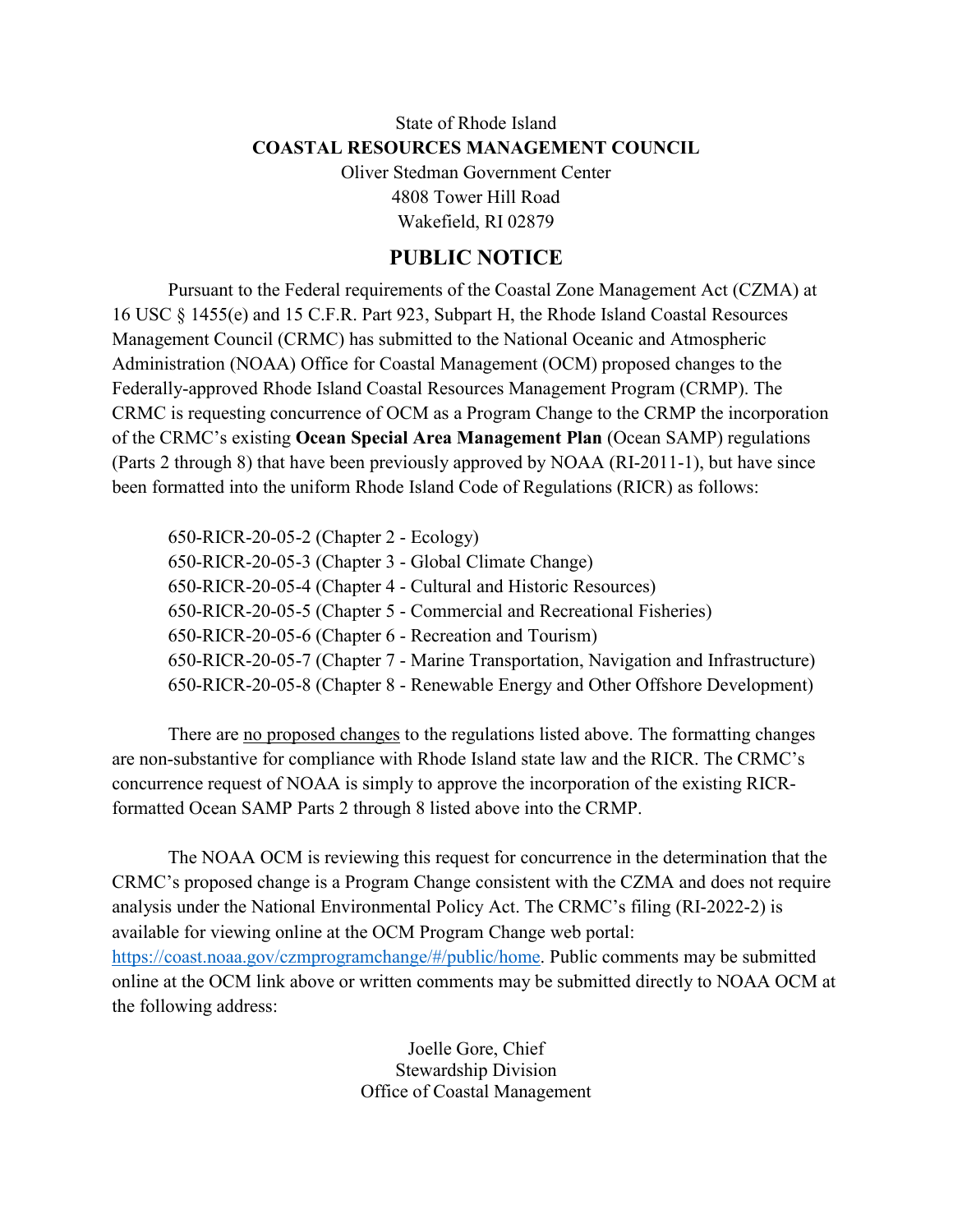State of Rhode Island

**COASTAL RESOURCES MANAGEMENT COUNCIL**

Oliver Stedman Government Center
4808 Tower Hill Road
Wakefield, RI 02879

## PUBLIC NOTICE

Pursuant to the Federal requirements of the Coastal Zone Management Act (CZMA) at 16 USC § 1455(e) and 15 C.F.R. Part 923, Subpart H, the Rhode Island Coastal Resources Management Council (CRMC) has submitted to the National Oceanic and Atmospheric Administration (NOAA) Office for Coastal Management (OCM) proposed changes to the Federally-approved Rhode Island Coastal Resources Management Program (CRMP). The CRMC is requesting concurrence of OCM as a Program Change to the CRMP the incorporation of the CRMC's existing **Ocean Special Area Management Plan** (Ocean SAMP) regulations (Parts 2 through 8) that have been previously approved by NOAA (RI-2011-1), but have since been formatted into the uniform Rhode Island Code of Regulations (RICR) as follows:

650-RICR-20-05-2 (Chapter 2 - Ecology)
650-RICR-20-05-3 (Chapter 3 - Global Climate Change)
650-RICR-20-05-4 (Chapter 4 - Cultural and Historic Resources)
650-RICR-20-05-5 (Chapter 5 - Commercial and Recreational Fisheries)
650-RICR-20-05-6 (Chapter 6 - Recreation and Tourism)
650-RICR-20-05-7 (Chapter 7 - Marine Transportation, Navigation and Infrastructure)
650-RICR-20-05-8 (Chapter 8 - Renewable Energy and Other Offshore Development)

There are <u>no proposed changes</u> to the regulations listed above. The formatting changes are non-substantive for compliance with Rhode Island state law and the RICR. The CRMC's concurrence request of NOAA is simply to approve the incorporation of the existing RICR-formatted Ocean SAMP Parts 2 through 8 listed above into the CRMP.

The NOAA OCM is reviewing this request for concurrence in the determination that the CRMC's proposed change is a Program Change consistent with the CZMA and does not require analysis under the National Environmental Policy Act. The CRMC's filing (RI-2022-2) is available for viewing online at the OCM Program Change web portal: [https://coast.noaa.gov/czmprogramchange/#/public/home](https://coast.noaa.gov/czmprogramchange/#/public/home). Public comments may be submitted online at the OCM link above or written comments may be submitted directly to NOAA OCM at the following address:

Joelle Gore, Chief
Stewardship Division
Office of Coastal Management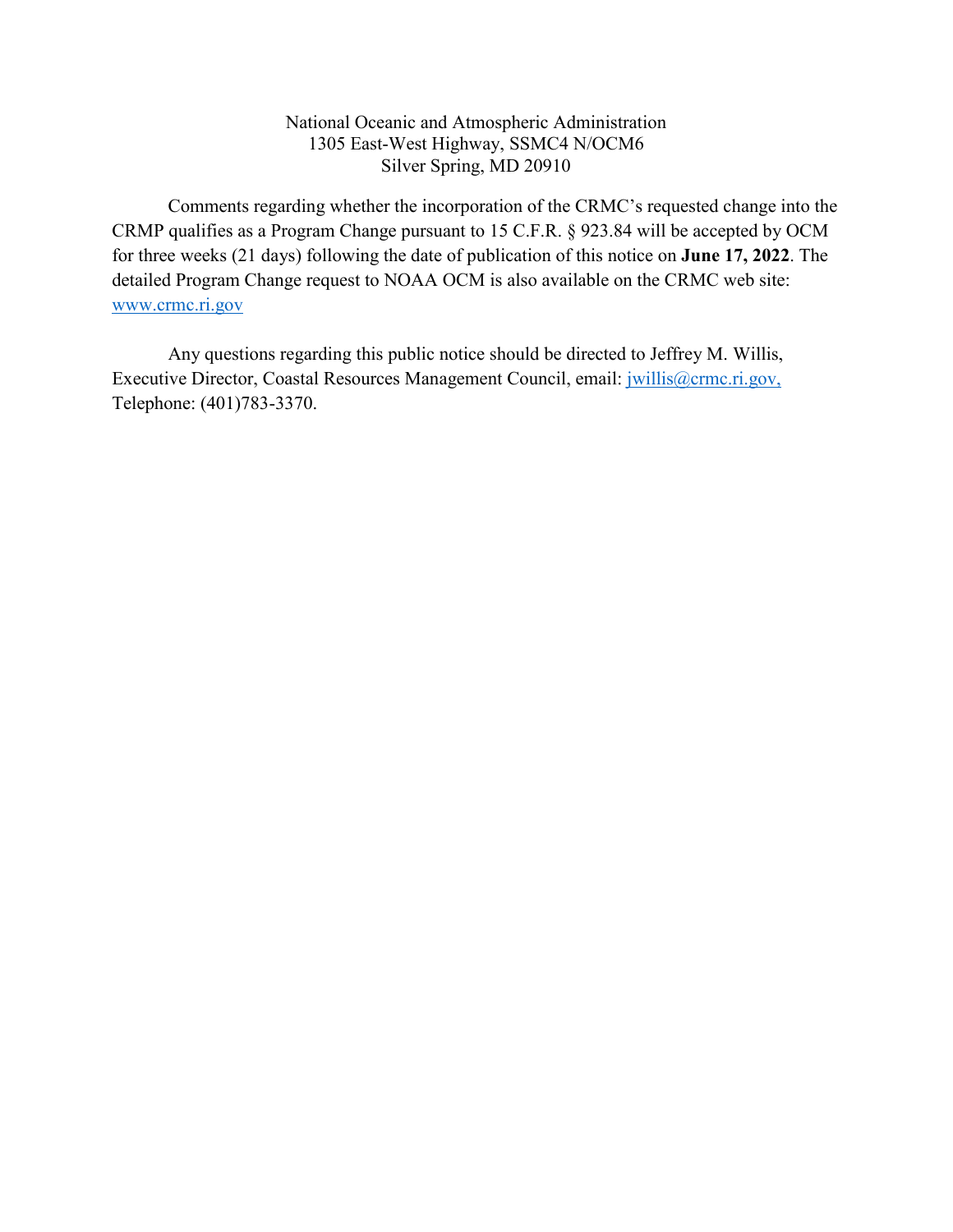National Oceanic and Atmospheric Administration
1305 East-West Highway, SSMC4 N/OCM6
Silver Spring, MD 20910

Comments regarding whether the incorporation of the CRMC's requested change into the CRMP qualifies as a Program Change pursuant to 15 C.F.R. § 923.84 will be accepted by OCM for three weeks (21 days) following the date of publication of this notice on **June 17, 2022**. The detailed Program Change request to NOAA OCM is also available on the CRMC web site: [www.crmc.ri.gov](http://www.crmc.ri.gov)

Any questions regarding this public notice should be directed to Jeffrey M. Willis, Executive Director, Coastal Resources Management Council, email: [jwillis@crmc.ri.gov,](mailto:jwillis@crmc.ri.gov) Telephone: (401)783-3370.